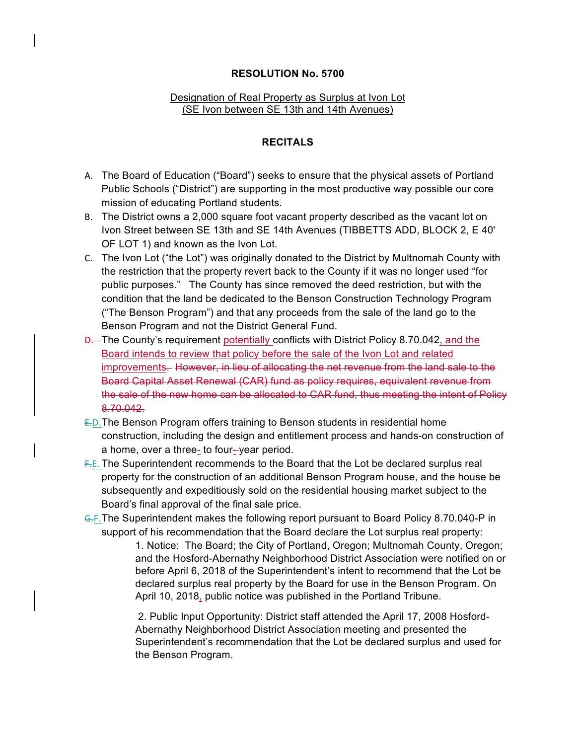**RESOLUTION No. 5700**

Designation of Real Property as Surplus at Ivon Lot
(SE Ivon between SE 13th and 14th Avenues)

**RECITALS**

A. The Board of Education ("Board") seeks to ensure that the physical assets of Portland Public Schools ("District") are supporting in the most productive way possible our core mission of educating Portland students.

B. The District owns a 2,000 square foot vacant property described as the vacant lot on Ivon Street between SE 13th and SE 14th Avenues (TIBBETTS ADD, BLOCK 2, E 40' OF LOT 1) and known as the Ivon Lot.

C. The Ivon Lot ("the Lot") was originally donated to the District by Multnomah County with the restriction that the property revert back to the County if it was no longer used "for public purposes." The County has since removed the deed restriction, but with the condition that the land be dedicated to the Benson Construction Technology Program ("The Benson Program") and that any proceeds from the sale of the land go to the Benson Program and not the District General Fund.

~~D.~~ The County's requirement potentially conflicts with District Policy 8.70.042, and the Board intends to review that policy before the sale of the Ivon Lot and related improvements~~.~~ ~~However, in lieu of allocating the net revenue from the land sale to the Board Capital Asset Renewal (CAR) fund as policy requires, equivalent revenue from the sale of the new home can be allocated to CAR fund, thus meeting the intent of Policy 8.70.042.~~

~~E.~~D. The Benson Program offers training to Benson students in residential home construction, including the design and entitlement process and hands-on construction of a home, over a three- to four-year period.

~~F.~~E. The Superintendent recommends to the Board that the Lot be declared surplus real property for the construction of an additional Benson Program house, and the house be subsequently and expeditiously sold on the residential housing market subject to the Board's final approval of the final sale price.

~~G.~~F. The Superintendent makes the following report pursuant to Board Policy 8.70.040-P in support of his recommendation that the Board declare the Lot surplus real property:

1. Notice: The Board; the City of Portland, Oregon; Multnomah County, Oregon; and the Hosford-Abernathy Neighborhood District Association were notified on or before April 6, 2018 of the Superintendent's intent to recommend that the Lot be declared surplus real property by the Board for use in the Benson Program. On April 10, 2018, public notice was published in the Portland Tribune.

2. Public Input Opportunity: District staff attended the April 17, 2008 Hosford-Abernathy Neighborhood District Association meeting and presented the Superintendent's recommendation that the Lot be declared surplus and used for the Benson Program.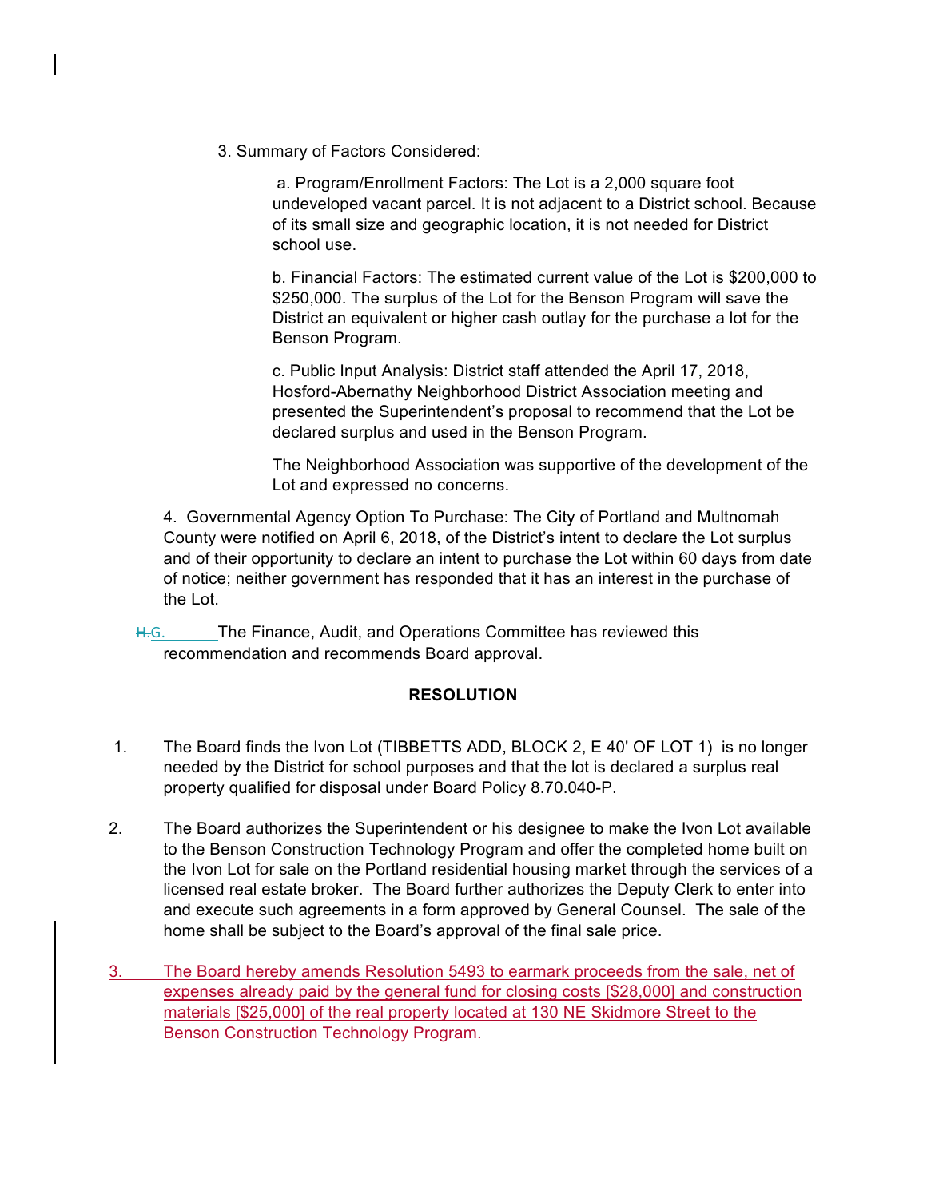3. Summary of Factors Considered:

a. Program/Enrollment Factors: The Lot is a 2,000 square foot undeveloped vacant parcel. It is not adjacent to a District school. Because of its small size and geographic location, it is not needed for District school use.

b. Financial Factors: The estimated current value of the Lot is $200,000 to $250,000. The surplus of the Lot for the Benson Program will save the District an equivalent or higher cash outlay for the purchase a lot for the Benson Program.

c. Public Input Analysis: District staff attended the April 17, 2018, Hosford-Abernathy Neighborhood District Association meeting and presented the Superintendent's proposal to recommend that the Lot be declared surplus and used in the Benson Program.

The Neighborhood Association was supportive of the development of the Lot and expressed no concerns.

4. Governmental Agency Option To Purchase: The City of Portland and Multnomah County were notified on April 6, 2018, of the District's intent to declare the Lot surplus and of their opportunity to declare an intent to purchase the Lot within 60 days from date of notice; neither government has responded that it has an interest in the purchase of the Lot.

~~H.~~G. The Finance, Audit, and Operations Committee has reviewed this recommendation and recommends Board approval.

**RESOLUTION**

1. The Board finds the Ivon Lot (TIBBETTS ADD, BLOCK 2, E 40' OF LOT 1) is no longer needed by the District for school purposes and that the lot is declared a surplus real property qualified for disposal under Board Policy 8.70.040-P.

2. The Board authorizes the Superintendent or his designee to make the Ivon Lot available to the Benson Construction Technology Program and offer the completed home built on the Ivon Lot for sale on the Portland residential housing market through the services of a licensed real estate broker. The Board further authorizes the Deputy Clerk to enter into and execute such agreements in a form approved by General Counsel. The sale of the home shall be subject to the Board's approval of the final sale price.

3. The Board hereby amends Resolution 5493 to earmark proceeds from the sale, net of expenses already paid by the general fund for closing costs [$28,000] and construction materials [$25,000] of the real property located at 130 NE Skidmore Street to the Benson Construction Technology Program.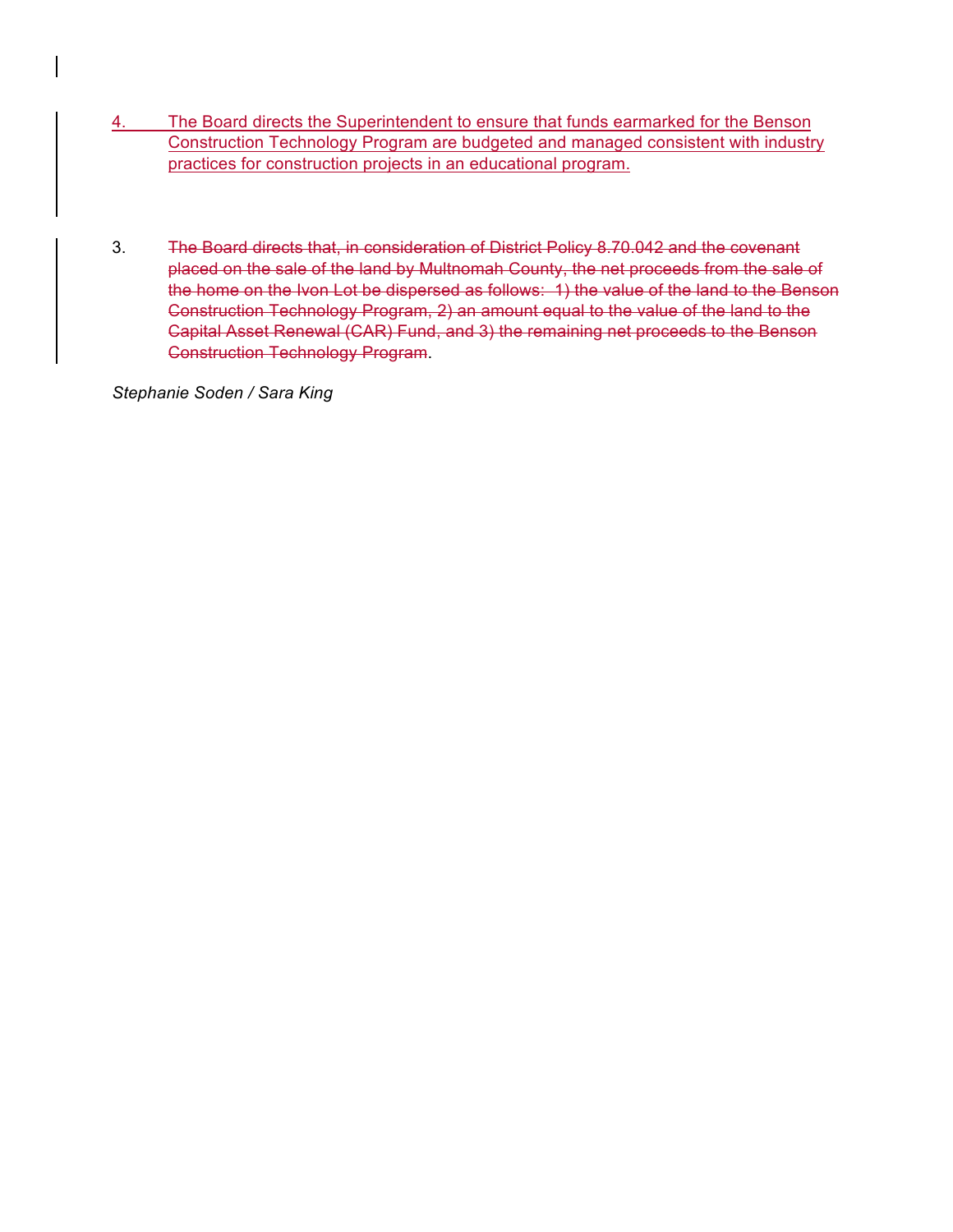4. The Board directs the Superintendent to ensure that funds earmarked for the Benson Construction Technology Program are budgeted and managed consistent with industry practices for construction projects in an educational program.

3. ~~The Board directs that, in consideration of District Policy 8.70.042 and the covenant placed on the sale of the land by Multnomah County, the net proceeds from the sale of the home on the Ivon Lot be dispersed as follows: 1) the value of the land to the Benson Construction Technology Program, 2) an amount equal to the value of the land to the Capital Asset Renewal (CAR) Fund, and 3) the remaining net proceeds to the Benson Construction Technology Program~~.

*Stephanie Soden / Sara King*